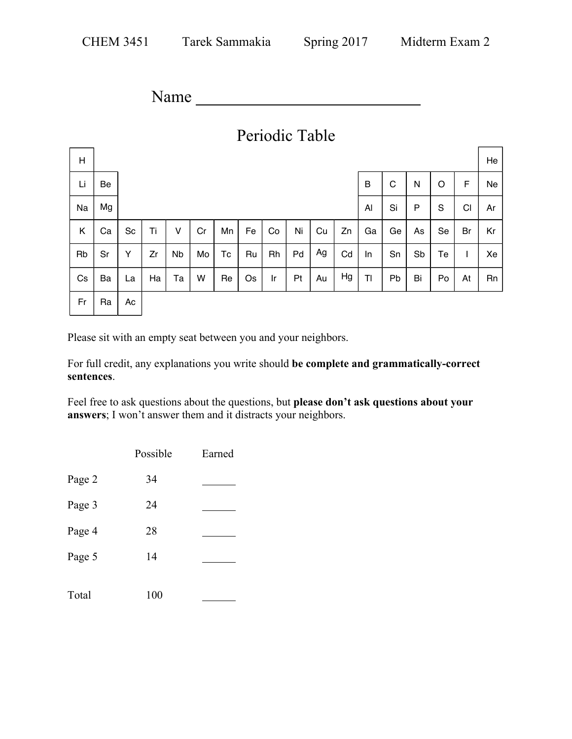CHEM 3451 Tarek Sammakia Spring 2017 Midterm Exam 2

# Name ___________________________

## Periodic Table

| | | | | | | | | | | | | | | | | | |
|---|---|---|---|---|---|---|---|---|---|---|---|---|---|---|---|---|---|
| H | | | | | | | | | | | | | | | | | He |
| Li | Be | | | | | | | | | | | B | C | N | O | F | Ne |
| Na | Mg | | | | | | | | | | | Al | Si | P | S | Cl | Ar |
| K | Ca | Sc | Ti | V | Cr | Mn | Fe | Co | Ni | Cu | Zn | Ga | Ge | As | Se | Br | Kr |
| Rb | Sr | Y | Zr | Nb | Mo | Tc | Ru | Rh | Pd | Ag | Cd | In | Sn | Sb | Te | I | Xe |
| Cs | Ba | La | Ha | Ta | W | Re | Os | Ir | Pt | Au | Hg | Tl | Pb | Bi | Po | At | Rn |
| Fr | Ra | Ac | | | | | | | | | | | | | | | |

Please sit with an empty seat between you and your neighbors.

For full credit, any explanations you write should **be complete and grammatically-correct sentences**.

Feel free to ask questions about the questions, but **please don't ask questions about your answers**; I won't answer them and it distracts your neighbors.

| | Possible | Earned |
|---|---|---|
| Page 2 | 34 | ______ |
| Page 3 | 24 | ______ |
| Page 4 | 28 | ______ |
| Page 5 | 14 | ______ |
| Total | 100 | ______ |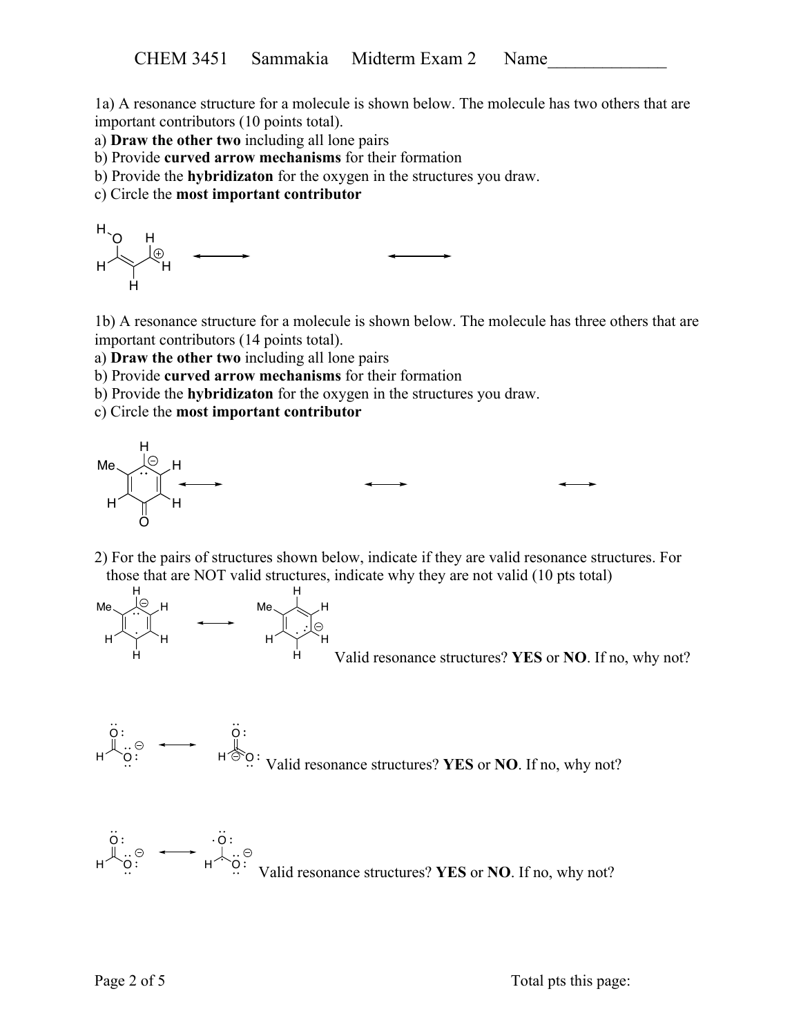1a) A resonance structure for a molecule is shown below. The molecule has two others that are important contributors (10 points total).

a) **Draw the other two** including all lone pairs

b) Provide **curved arrow mechanisms** for their formation

b) Provide the **hybridizaton** for the oxygen in the structures you draw.

c) Circle the **most important contributor**

1b) A resonance structure for a molecule is shown below. The molecule has three others that are important contributors (14 points total).

a) **Draw the other two** including all lone pairs

b) Provide **curved arrow mechanisms** for their formation

b) Provide the **hybridizaton** for the oxygen in the structures you draw.

c) Circle the **most important contributor**

2) For the pairs of structures shown below, indicate if they are valid resonance structures. For those that are NOT valid structures, indicate why they are not valid (10 pts total)

Valid resonance structures? **YES** or **NO**. If no, why not?

Valid resonance structures? **YES** or **NO**. If no, why not?

Valid resonance structures? **YES** or **NO**. If no, why not?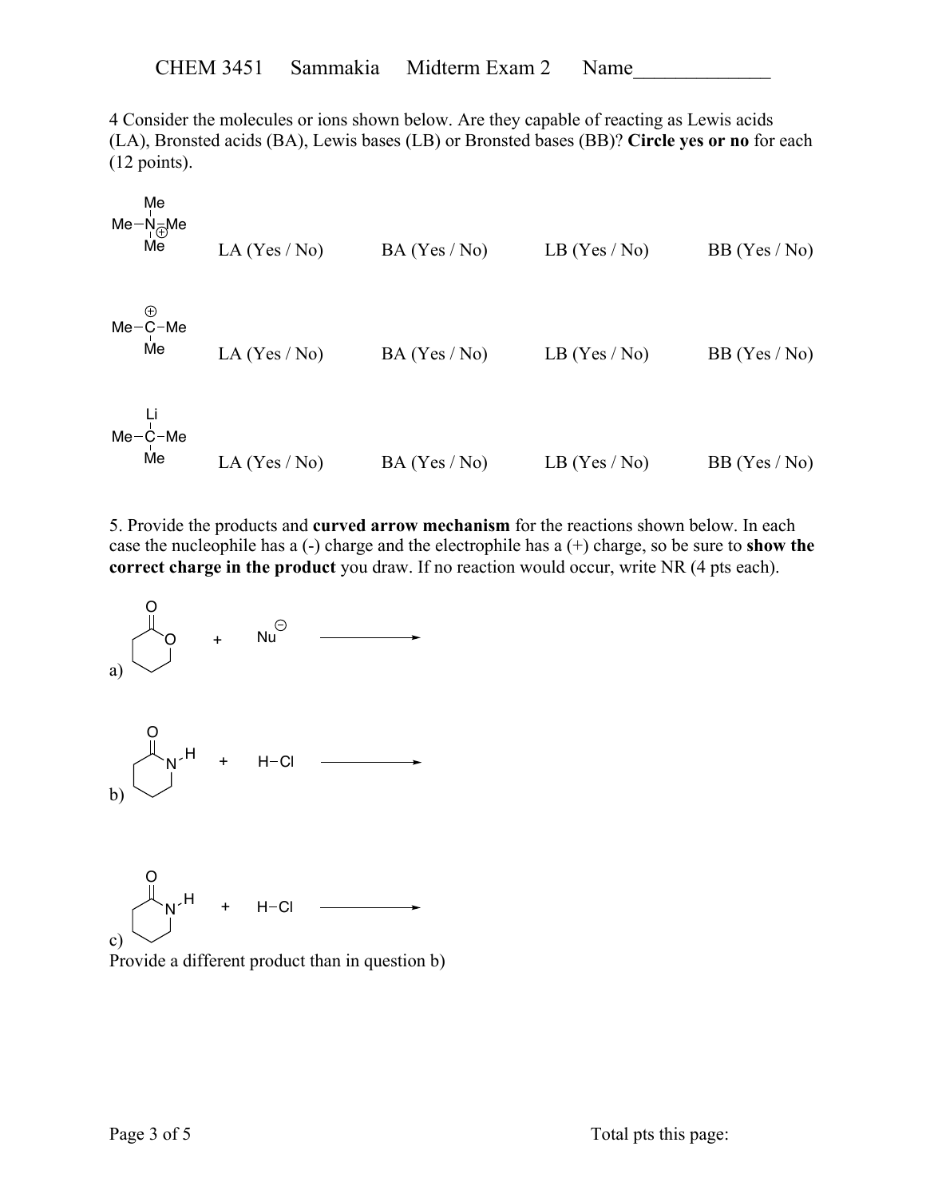CHEM 3451 Sammakia Midterm Exam 2 Name_____________

4 Consider the molecules or ions shown below. Are they capable of reacting as Lewis acids (LA), Bronsted acids (BA), Lewis bases (LB) or Bronsted bases (BB)? **Circle yes or no** for each (12 points).

| | | | | |
|---|---|---|---|---|
| $Me_4N^+$ | LA (Yes / No) | BA (Yes / No) | LB (Yes / No) | BB (Yes / No) |
| $Me_3C^+$ | LA (Yes / No) | BA (Yes / No) | LB (Yes / No) | BB (Yes / No) |
| $Me_3C\text{–}Li$ | LA (Yes / No) | BA (Yes / No) | LB (Yes / No) | BB (Yes / No) |

5. Provide the products and **curved arrow mechanism** for the reactions shown below. In each case the nucleophile has a (-) charge and the electrophile has a (+) charge, so be sure to **show the correct charge in the product** you draw. If no reaction would occur, write NR (4 pts each).

a) (six-membered lactone) + $Nu^{\ominus}$ ⟶

b) (six-membered lactam, N–H) + H–Cl ⟶

c) (six-membered lactam, N–H) + H–Cl ⟶

Provide a different product than in question b)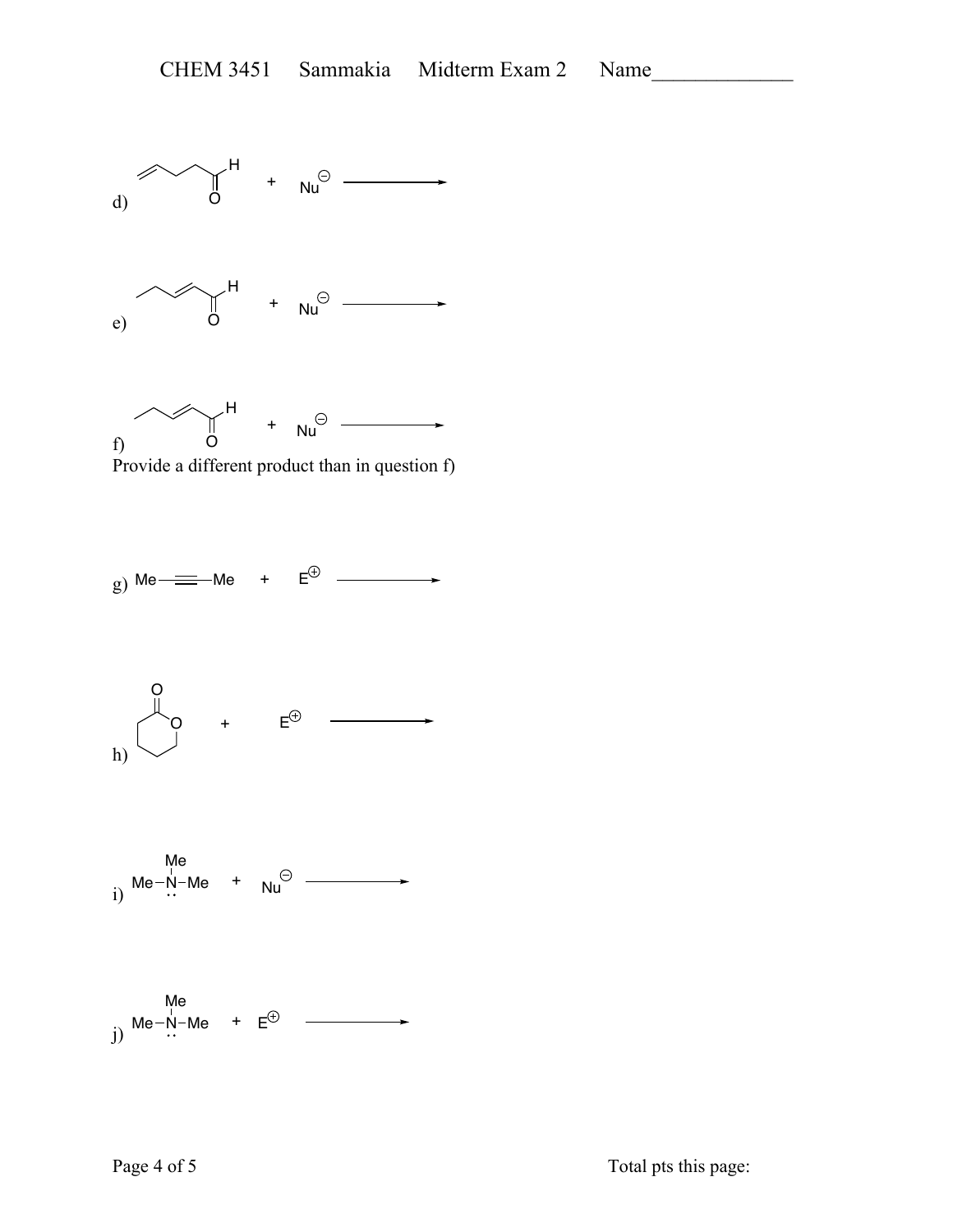d) [structure: pent-4-enal, $CH_2=CH-CH_2-CH_2-CHO$] + $Nu^{\ominus}$ ⟶

e) [structure: (E)-pent-2-enal, $CH_3CH_2-CH=CH-CHO$] + $Nu^{\ominus}$ ⟶

f) [structure: (E)-pent-2-enal, $CH_3CH_2-CH=CH-CHO$] + $Nu^{\ominus}$ ⟶

Provide a different product than in question f)

g) Me—≡—Me + $E^{\oplus}$ ⟶

h) [structure: δ-valerolactone] + $E^{\oplus}$ ⟶

i) $Me-\ddot{N}(Me)-Me$ + $Nu^{\ominus}$ ⟶

j) $Me-\ddot{N}(Me)-Me$ + $E^{\oplus}$ ⟶

Total pts this page: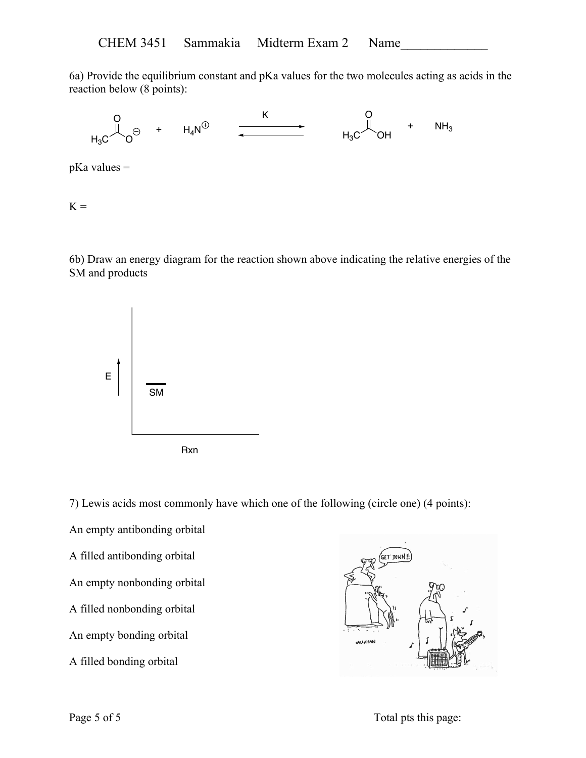6a) Provide the equilibrium constant and pKa values for the two molecules acting as acids in the reaction below (8 points):

$$CH_3CO_2^{-} + H_4N^{+} \underset{}{\overset{K}{\rightleftharpoons}} CH_3CO_2H + NH_3$$

pKa values =

K =

6b) Draw an energy diagram for the reaction shown above indicating the relative energies of the SM and products

E

SM

Rxn

7) Lewis acids most commonly have which one of the following (circle one) (4 points):

An empty antibonding orbital

A filled antibonding orbital

An empty nonbonding orbital

A filled nonbonding orbital

An empty bonding orbital

A filled bonding orbital

Total pts this page: